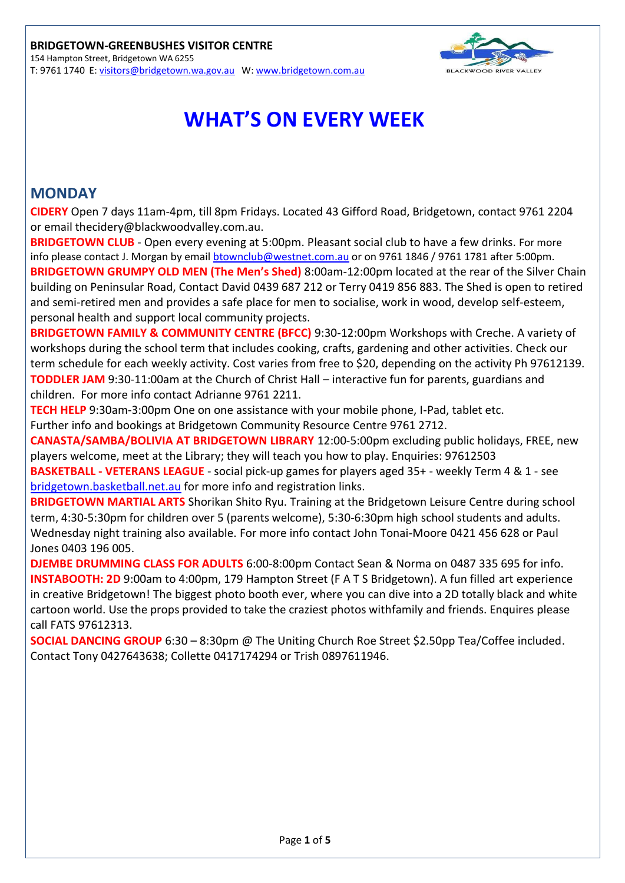**BRIDGETOWN-GREENBUSHES VISITOR CENTRE**
154 Hampton Street, Bridgetown WA 6255
T: 9761 1740 E: visitors@bridgetown.wa.gov.au W: www.bridgetown.com.au

# WHAT'S ON EVERY WEEK

## MONDAY

**CIDERY** Open 7 days 11am-4pm, till 8pm Fridays. Located 43 Gifford Road, Bridgetown, contact 9761 2204 or email thecidery@blackwoodvalley.com.au.

**BRIDGETOWN CLUB** - Open every evening at 5:00pm. Pleasant social club to have a few drinks. For more info please contact J. Morgan by email btownclub@westnet.com.au or on 9761 1846 / 9761 1781 after 5:00pm.

**BRIDGETOWN GRUMPY OLD MEN (The Men's Shed)** 8:00am-12:00pm located at the rear of the Silver Chain building on Peninsular Road, Contact David 0439 687 212 or Terry 0419 856 883. The Shed is open to retired and semi-retired men and provides a safe place for men to socialise, work in wood, develop self-esteem, personal health and support local community projects.

**BRIDGETOWN FAMILY & COMMUNITY CENTRE (BFCC)** 9:30-12:00pm Workshops with Creche. A variety of workshops during the school term that includes cooking, crafts, gardening and other activities. Check our term schedule for each weekly activity. Cost varies from free to $20, depending on the activity Ph 97612139.

**TODDLER JAM** 9:30-11:00am at the Church of Christ Hall – interactive fun for parents, guardians and children. For more info contact Adrianne 9761 2211.

**TECH HELP** 9:30am-3:00pm One on one assistance with your mobile phone, I-Pad, tablet etc. Further info and bookings at Bridgetown Community Resource Centre 9761 2712.

**CANASTA/SAMBA/BOLIVIA AT BRIDGETOWN LIBRARY** 12:00-5:00pm excluding public holidays, FREE, new players welcome, meet at the Library; they will teach you how to play. Enquiries: 97612503

**BASKETBALL - VETERANS LEAGUE** - social pick-up games for players aged 35+ - weekly Term 4 & 1 - see bridgetown.basketball.net.au for more info and registration links.

**BRIDGETOWN MARTIAL ARTS** Shorikan Shito Ryu. Training at the Bridgetown Leisure Centre during school term, 4:30-5:30pm for children over 5 (parents welcome), 5:30-6:30pm high school students and adults. Wednesday night training also available. For more info contact John Tonai-Moore 0421 456 628 or Paul Jones 0403 196 005.

**DJEMBE DRUMMING CLASS FOR ADULTS** 6:00-8:00pm Contact Sean & Norma on 0487 335 695 for info.

**INSTABOOTH: 2D** 9:00am to 4:00pm, 179 Hampton Street (F A T S Bridgetown). A fun filled art experience in creative Bridgetown! The biggest photo booth ever, where you can dive into a 2D totally black and white cartoon world. Use the props provided to take the craziest photos withfamily and friends. Enquires please call FATS 97612313.

**SOCIAL DANCING GROUP** 6:30 – 8:30pm @ The Uniting Church Roe Street $2.50pp Tea/Coffee included. Contact Tony 0427643638; Collette 0417174294 or Trish 0897611946.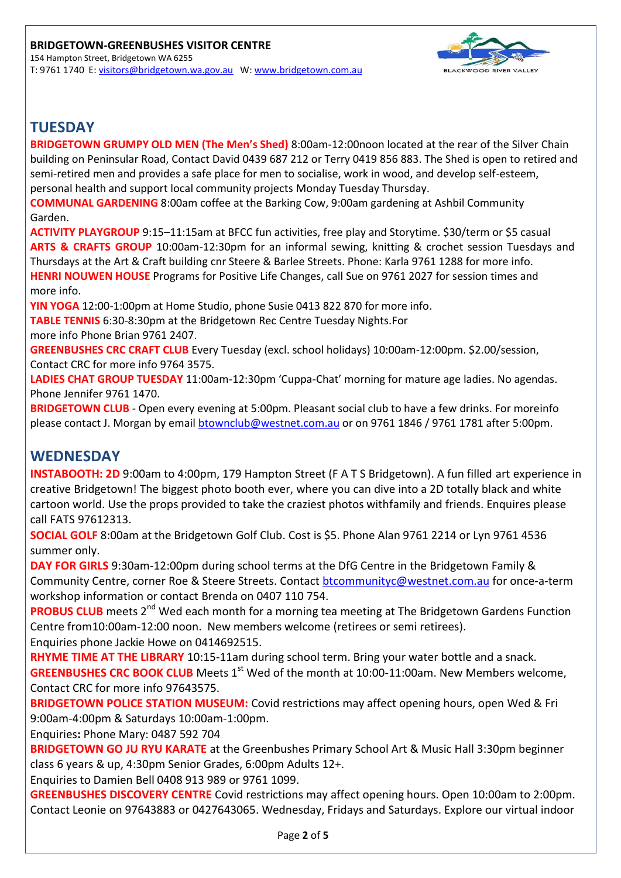**BRIDGETOWN-GREENBUSHES VISITOR CENTRE**
154 Hampton Street, Bridgetown WA 6255
T: 9761 1740 E: visitors@bridgetown.wa.gov.au W: www.bridgetown.com.au

## TUESDAY

**BRIDGETOWN GRUMPY OLD MEN (The Men's Shed)** 8:00am-12:00noon located at the rear of the Silver Chain building on Peninsular Road, Contact David 0439 687 212 or Terry 0419 856 883. The Shed is open to retired and semi-retired men and provides a safe place for men to socialise, work in wood, and develop self-esteem, personal health and support local community projects Monday Tuesday Thursday.

**COMMUNAL GARDENING** 8:00am coffee at the Barking Cow, 9:00am gardening at Ashbil Community Garden.

**ACTIVITY PLAYGROUP** 9:15–11:15am at BFCC fun activities, free play and Storytime. $30/term or $5 casual

**ARTS & CRAFTS GROUP** 10:00am-12:30pm for an informal sewing, knitting & crochet session Tuesdays and Thursdays at the Art & Craft building cnr Steere & Barlee Streets. Phone: Karla 9761 1288 for more info.

**HENRI NOUWEN HOUSE** Programs for Positive Life Changes, call Sue on 9761 2027 for session times and more info.

**YIN YOGA** 12:00-1:00pm at Home Studio, phone Susie 0413 822 870 for more info.

**TABLE TENNIS** 6:30-8:30pm at the Bridgetown Rec Centre Tuesday Nights.For more info Phone Brian 9761 2407.

**GREENBUSHES CRC CRAFT CLUB** Every Tuesday (excl. school holidays) 10:00am-12:00pm. $2.00/session, Contact CRC for more info 9764 3575.

**LADIES CHAT GROUP TUESDAY** 11:00am-12:30pm 'Cuppa-Chat' morning for mature age ladies. No agendas. Phone Jennifer 9761 1470.

**BRIDGETOWN CLUB** - Open every evening at 5:00pm. Pleasant social club to have a few drinks. For moreinfo please contact J. Morgan by email btownclub@westnet.com.au or on 9761 1846 / 9761 1781 after 5:00pm.

## WEDNESDAY

**INSTABOOTH: 2D** 9:00am to 4:00pm, 179 Hampton Street (F A T S Bridgetown). A fun filled art experience in creative Bridgetown! The biggest photo booth ever, where you can dive into a 2D totally black and white cartoon world. Use the props provided to take the craziest photos withfamily and friends. Enquires please call FATS 97612313.

**SOCIAL GOLF** 8:00am at the Bridgetown Golf Club. Cost is $5. Phone Alan 9761 2214 or Lyn 9761 4536 summer only.

**DAY FOR GIRLS** 9:30am-12:00pm during school terms at the DfG Centre in the Bridgetown Family & Community Centre, corner Roe & Steere Streets. Contact btcommunityc@westnet.com.au for once-a-term workshop information or contact Brenda on 0407 110 754.

**PROBUS CLUB** meets 2nd Wed each month for a morning tea meeting at The Bridgetown Gardens Function Centre from10:00am-12:00 noon. New members welcome (retirees or semi retirees).
Enquiries phone Jackie Howe on 0414692515.

**RHYME TIME AT THE LIBRARY** 10:15-11am during school term. Bring your water bottle and a snack.

**GREENBUSHES CRC BOOK CLUB** Meets 1st Wed of the month at 10:00-11:00am. New Members welcome, Contact CRC for more info 97643575.

**BRIDGETOWN POLICE STATION MUSEUM:** Covid restrictions may affect opening hours, open Wed & Fri 9:00am-4:00pm & Saturdays 10:00am-1:00pm.
Enquiries**:** Phone Mary: 0487 592 704

**BRIDGETOWN GO JU RYU KARATE** at the Greenbushes Primary School Art & Music Hall 3:30pm beginner class 6 years & up, 4:30pm Senior Grades, 6:00pm Adults 12+.
Enquiries to Damien Bell 0408 913 989 or 9761 1099.

**GREENBUSHES DISCOVERY CENTRE** Covid restrictions may affect opening hours. Open 10:00am to 2:00pm. Contact Leonie on 97643883 or 0427643065. Wednesday, Fridays and Saturdays. Explore our virtual indoor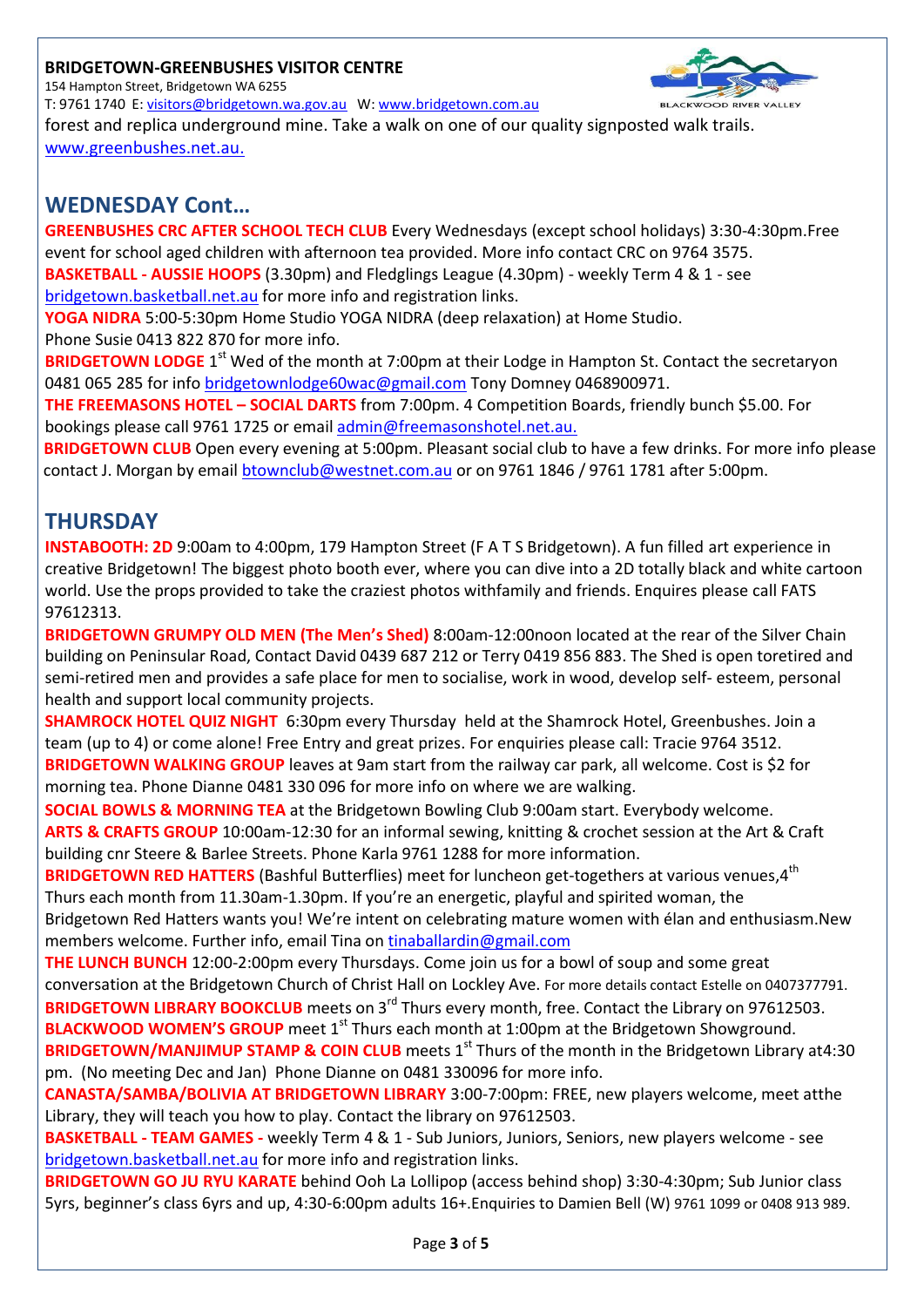**BRIDGETOWN-GREENBUSHES VISITOR CENTRE**
154 Hampton Street, Bridgetown WA 6255
T: 9761 1740 E: visitors@bridgetown.wa.gov.au W: www.bridgetown.com.au

forest and replica underground mine. Take a walk on one of our quality signposted walk trails. www.greenbushes.net.au.

## WEDNESDAY Cont…

**GREENBUSHES CRC AFTER SCHOOL TECH CLUB** Every Wednesdays (except school holidays) 3:30-4:30pm.Free event for school aged children with afternoon tea provided. More info contact CRC on 9764 3575.

**BASKETBALL - AUSSIE HOOPS** (3.30pm) and Fledglings League (4.30pm) - weekly Term 4 & 1 - see bridgetown.basketball.net.au for more info and registration links.

**YOGA NIDRA** 5:00-5:30pm Home Studio YOGA NIDRA (deep relaxation) at Home Studio. Phone Susie 0413 822 870 for more info.

**BRIDGETOWN LODGE** 1st Wed of the month at 7:00pm at their Lodge in Hampton St. Contact the secretaryon 0481 065 285 for info bridgetownlodge60wac@gmail.com Tony Domney 0468900971.

**THE FREEMASONS HOTEL – SOCIAL DARTS** from 7:00pm. 4 Competition Boards, friendly bunch $5.00. For bookings please call 9761 1725 or email admin@freemasonshotel.net.au.

**BRIDGETOWN CLUB** Open every evening at 5:00pm. Pleasant social club to have a few drinks. For more info please contact J. Morgan by email btownclub@westnet.com.au or on 9761 1846 / 9761 1781 after 5:00pm.

## THURSDAY

**INSTABOOTH: 2D** 9:00am to 4:00pm, 179 Hampton Street (F A T S Bridgetown). A fun filled art experience in creative Bridgetown! The biggest photo booth ever, where you can dive into a 2D totally black and white cartoon world. Use the props provided to take the craziest photos withfamily and friends. Enquires please call FATS 97612313.

**BRIDGETOWN GRUMPY OLD MEN (The Men's Shed)** 8:00am-12:00noon located at the rear of the Silver Chain building on Peninsular Road, Contact David 0439 687 212 or Terry 0419 856 883. The Shed is open toretired and semi-retired men and provides a safe place for men to socialise, work in wood, develop self- esteem, personal health and support local community projects.

**SHAMROCK HOTEL QUIZ NIGHT** 6:30pm every Thursday held at the Shamrock Hotel, Greenbushes. Join a team (up to 4) or come alone! Free Entry and great prizes. For enquiries please call: Tracie 9764 3512.

**BRIDGETOWN WALKING GROUP** leaves at 9am start from the railway car park, all welcome. Cost is $2 for morning tea. Phone Dianne 0481 330 096 for more info on where we are walking.

**SOCIAL BOWLS & MORNING TEA** at the Bridgetown Bowling Club 9:00am start. Everybody welcome.

**ARTS & CRAFTS GROUP** 10:00am-12:30 for an informal sewing, knitting & crochet session at the Art & Craft building cnr Steere & Barlee Streets. Phone Karla 9761 1288 for more information.

**BRIDGETOWN RED HATTERS** (Bashful Butterflies) meet for luncheon get-togethers at various venues,4th Thurs each month from 11.30am-1.30pm. If you're an energetic, playful and spirited woman, the Bridgetown Red Hatters wants you! We're intent on celebrating mature women with élan and enthusiasm.New members welcome. Further info, email Tina on tinaballardin@gmail.com

**THE LUNCH BUNCH** 12:00-2:00pm every Thursdays. Come join us for a bowl of soup and some great conversation at the Bridgetown Church of Christ Hall on Lockley Ave. For more details contact Estelle on 0407377791.

**BRIDGETOWN LIBRARY BOOKCLUB** meets on 3rd Thurs every month, free. Contact the Library on 97612503.

**BLACKWOOD WOMEN'S GROUP** meet 1st Thurs each month at 1:00pm at the Bridgetown Showground.

**BRIDGETOWN/MANJIMUP STAMP & COIN CLUB** meets 1st Thurs of the month in the Bridgetown Library at4:30 pm. (No meeting Dec and Jan) Phone Dianne on 0481 330096 for more info.

**CANASTA/SAMBA/BOLIVIA AT BRIDGETOWN LIBRARY** 3:00-7:00pm: FREE, new players welcome, meet atthe Library, they will teach you how to play. Contact the library on 97612503.

**BASKETBALL - TEAM GAMES -** weekly Term 4 & 1 - Sub Juniors, Juniors, Seniors, new players welcome - see bridgetown.basketball.net.au for more info and registration links.

**BRIDGETOWN GO JU RYU KARATE** behind Ooh La Lollipop (access behind shop) 3:30-4:30pm; Sub Junior class 5yrs, beginner's class 6yrs and up, 4:30-6:00pm adults 16+.Enquiries to Damien Bell (W) 9761 1099 or 0408 913 989.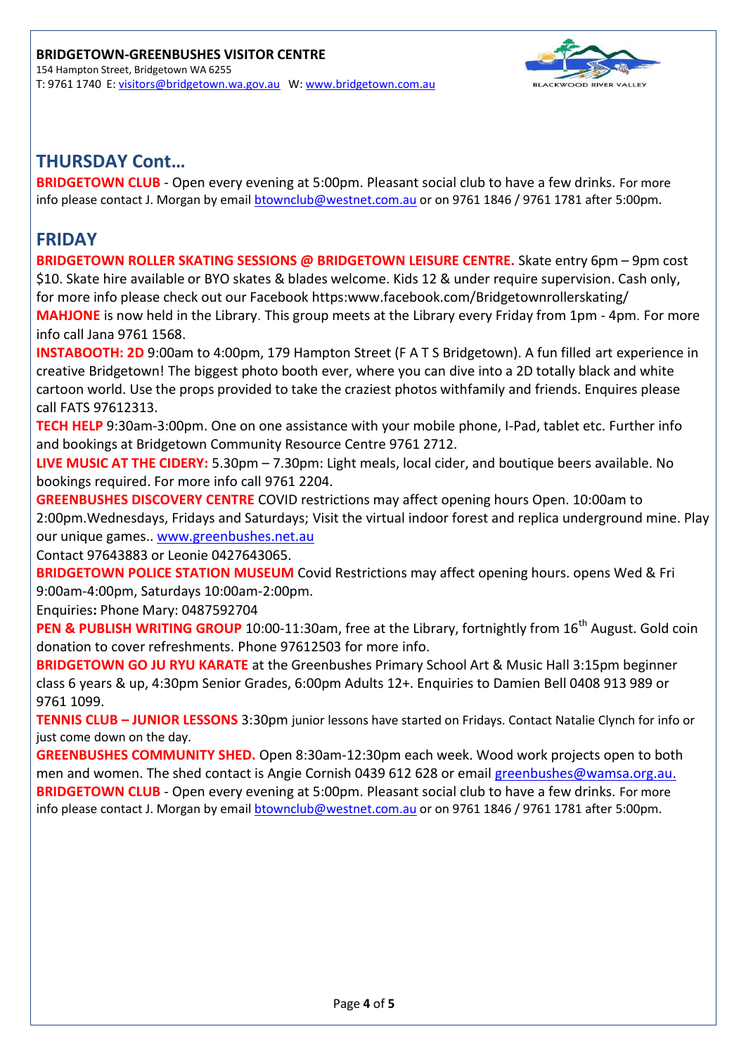**BRIDGETOWN-GREENBUSHES VISITOR CENTRE**
154 Hampton Street, Bridgetown WA 6255
T: 9761 1740 E: visitors@bridgetown.wa.gov.au W: www.bridgetown.com.au

## THURSDAY Cont…

**BRIDGETOWN CLUB** - Open every evening at 5:00pm. Pleasant social club to have a few drinks. For more info please contact J. Morgan by email btownclub@westnet.com.au or on 9761 1846 / 9761 1781 after 5:00pm.

## FRIDAY

**BRIDGETOWN ROLLER SKATING SESSIONS @ BRIDGETOWN LEISURE CENTRE.** Skate entry 6pm – 9pm cost $10. Skate hire available or BYO skates & blades welcome. Kids 12 & under require supervision. Cash only, for more info please check out our Facebook https:www.facebook.com/Bridgetownrollerskating/

**MAHJONE** is now held in the Library. This group meets at the Library every Friday from 1pm - 4pm. For more info call Jana 9761 1568.

**INSTABOOTH: 2D** 9:00am to 4:00pm, 179 Hampton Street (F A T S Bridgetown). A fun filled art experience in creative Bridgetown! The biggest photo booth ever, where you can dive into a 2D totally black and white cartoon world. Use the props provided to take the craziest photos withfamily and friends. Enquires please call FATS 97612313.

**TECH HELP** 9:30am-3:00pm. One on one assistance with your mobile phone, I-Pad, tablet etc. Further info and bookings at Bridgetown Community Resource Centre 9761 2712.

**LIVE MUSIC AT THE CIDERY:** 5.30pm – 7.30pm: Light meals, local cider, and boutique beers available. No bookings required. For more info call 9761 2204.

**GREENBUSHES DISCOVERY CENTRE** COVID restrictions may affect opening hours Open. 10:00am to 2:00pm.Wednesdays, Fridays and Saturdays; Visit the virtual indoor forest and replica underground mine. Play our unique games.. www.greenbushes.net.au
Contact 97643883 or Leonie 0427643065.

**BRIDGETOWN POLICE STATION MUSEUM** Covid Restrictions may affect opening hours. opens Wed & Fri 9:00am-4:00pm, Saturdays 10:00am-2:00pm.
Enquiries**:** Phone Mary: 0487592704

**PEN & PUBLISH WRITING GROUP** 10:00-11:30am, free at the Library, fortnightly from 16th August. Gold coin donation to cover refreshments. Phone 97612503 for more info.

**BRIDGETOWN GO JU RYU KARATE** at the Greenbushes Primary School Art & Music Hall 3:15pm beginner class 6 years & up, 4:30pm Senior Grades, 6:00pm Adults 12+. Enquiries to Damien Bell 0408 913 989 or 9761 1099.

**TENNIS CLUB – JUNIOR LESSONS** 3:30pm junior lessons have started on Fridays. Contact Natalie Clynch for info or just come down on the day.

**GREENBUSHES COMMUNITY SHED.** Open 8:30am-12:30pm each week. Wood work projects open to both men and women. The shed contact is Angie Cornish 0439 612 628 or email greenbushes@wamsa.org.au.

**BRIDGETOWN CLUB** - Open every evening at 5:00pm. Pleasant social club to have a few drinks. For more info please contact J. Morgan by email btownclub@westnet.com.au or on 9761 1846 / 9761 1781 after 5:00pm.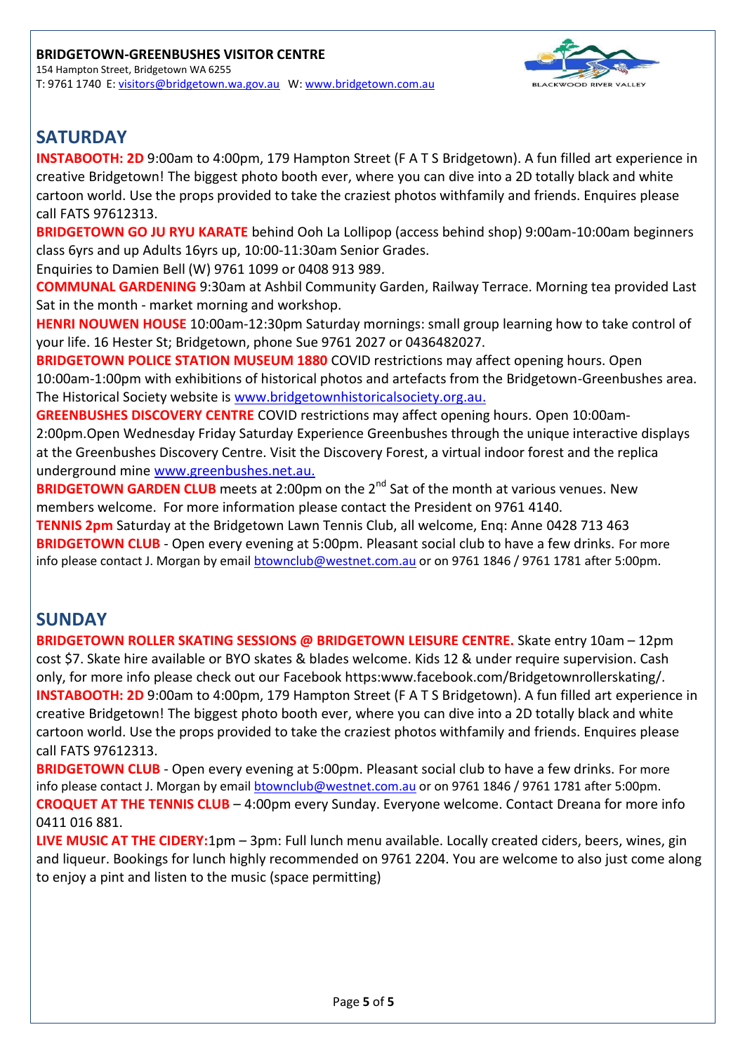**BRIDGETOWN-GREENBUSHES VISITOR CENTRE**
154 Hampton Street, Bridgetown WA 6255
T: 9761 1740 E: visitors@bridgetown.wa.gov.au W: www.bridgetown.com.au

## SATURDAY

**INSTABOOTH: 2D** 9:00am to 4:00pm, 179 Hampton Street (F A T S Bridgetown). A fun filled art experience in creative Bridgetown! The biggest photo booth ever, where you can dive into a 2D totally black and white cartoon world. Use the props provided to take the craziest photos withfamily and friends. Enquires please call FATS 97612313.

**BRIDGETOWN GO JU RYU KARATE** behind Ooh La Lollipop (access behind shop) 9:00am-10:00am beginners class 6yrs and up Adults 16yrs up, 10:00-11:30am Senior Grades.
Enquiries to Damien Bell (W) 9761 1099 or 0408 913 989.

**COMMUNAL GARDENING** 9:30am at Ashbil Community Garden, Railway Terrace. Morning tea provided Last Sat in the month - market morning and workshop.

**HENRI NOUWEN HOUSE** 10:00am-12:30pm Saturday mornings: small group learning how to take control of your life. 16 Hester St; Bridgetown, phone Sue 9761 2027 or 0436482027.

**BRIDGETOWN POLICE STATION MUSEUM 1880** COVID restrictions may affect opening hours. Open 10:00am-1:00pm with exhibitions of historical photos and artefacts from the Bridgetown-Greenbushes area. The Historical Society website is www.bridgetownhistoricalsociety.org.au.

**GREENBUSHES DISCOVERY CENTRE** COVID restrictions may affect opening hours. Open 10:00am-2:00pm.Open Wednesday Friday Saturday Experience Greenbushes through the unique interactive displays at the Greenbushes Discovery Centre. Visit the Discovery Forest, a virtual indoor forest and the replica underground mine www.greenbushes.net.au.

**BRIDGETOWN GARDEN CLUB** meets at 2:00pm on the 2nd Sat of the month at various venues. New members welcome. For more information please contact the President on 9761 4140.

**TENNIS 2pm** Saturday at the Bridgetown Lawn Tennis Club, all welcome, Enq: Anne 0428 713 463

**BRIDGETOWN CLUB** - Open every evening at 5:00pm. Pleasant social club to have a few drinks. For more info please contact J. Morgan by email btownclub@westnet.com.au or on 9761 1846 / 9761 1781 after 5:00pm.

## SUNDAY

**BRIDGETOWN ROLLER SKATING SESSIONS @ BRIDGETOWN LEISURE CENTRE.** Skate entry 10am – 12pm cost $7. Skate hire available or BYO skates & blades welcome. Kids 12 & under require supervision. Cash only, for more info please check out our Facebook https:www.facebook.com/Bridgetownrollerskating/.

**INSTABOOTH: 2D** 9:00am to 4:00pm, 179 Hampton Street (F A T S Bridgetown). A fun filled art experience in creative Bridgetown! The biggest photo booth ever, where you can dive into a 2D totally black and white cartoon world. Use the props provided to take the craziest photos withfamily and friends. Enquires please call FATS 97612313.

**BRIDGETOWN CLUB** - Open every evening at 5:00pm. Pleasant social club to have a few drinks. For more info please contact J. Morgan by email btownclub@westnet.com.au or on 9761 1846 / 9761 1781 after 5:00pm.

**CROQUET AT THE TENNIS CLUB** – 4:00pm every Sunday. Everyone welcome. Contact Dreana for more info 0411 016 881.

**LIVE MUSIC AT THE CIDERY:**1pm – 3pm: Full lunch menu available. Locally created ciders, beers, wines, gin and liqueur. Bookings for lunch highly recommended on 9761 2204. You are welcome to also just come along to enjoy a pint and listen to the music (space permitting)